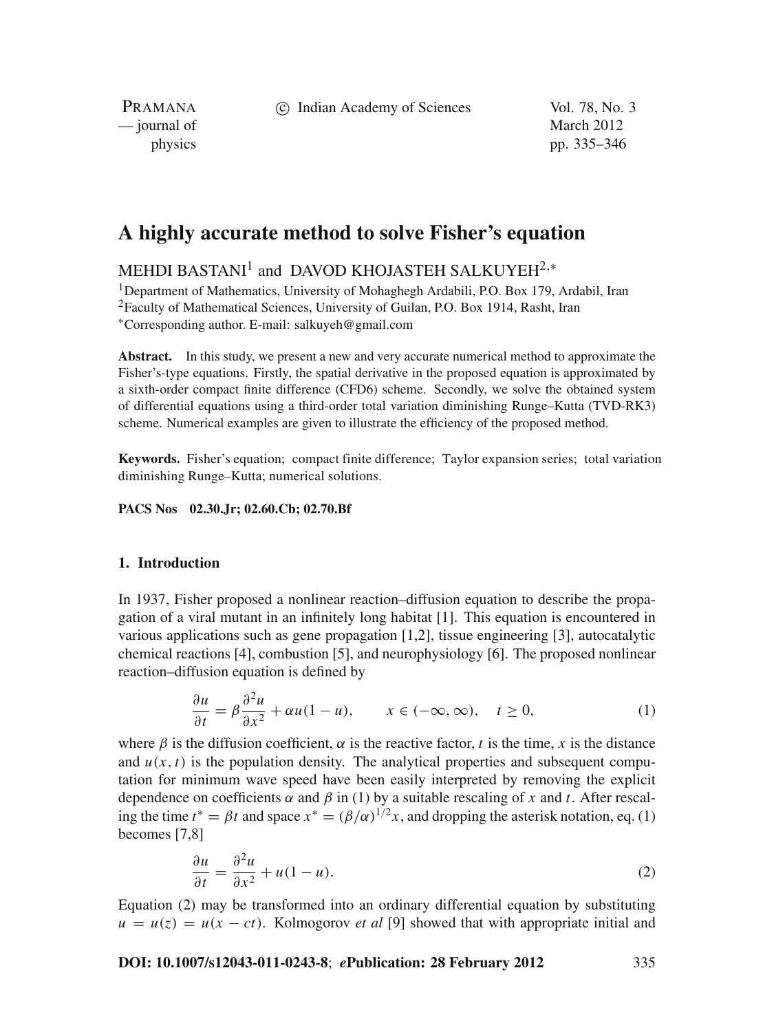# A highly accurate method to solve Fisher's equation

MEHDI BASTANI[1] and DAVOD KHOJASTEH SALKUYEH[2,*]

[1]Department of Mathematics, University of Mohaghegh Ardabili, P.O. Box 179, Ardabil, Iran
[2]Faculty of Mathematical Sciences, University of Guilan, P.O. Box 1914, Rasht, Iran
[*]Corresponding author. E-mail: salkuyeh@gmail.com

**Abstract.** In this study, we present a new and very accurate numerical method to approximate the Fisher's-type equations. Firstly, the spatial derivative in the proposed equation is approximated by a sixth-order compact finite difference (CFD6) scheme. Secondly, we solve the obtained system of differential equations using a third-order total variation diminishing Runge–Kutta (TVD-RK3) scheme. Numerical examples are given to illustrate the efficiency of the proposed method.

**Keywords.** Fisher's equation; compact finite difference; Taylor expansion series; total variation diminishing Runge–Kutta; numerical solutions.

**PACS Nos** 02.30.Jr; 02.60.Cb; 02.70.Bf

## 1. Introduction

In 1937, Fisher proposed a nonlinear reaction–diffusion equation to describe the propagation of a viral mutant in an infinitely long habitat [1]. This equation is encountered in various applications such as gene propagation [1,2], tissue engineering [3], autocatalytic chemical reactions [4], combustion [5], and neurophysiology [6]. The proposed nonlinear reaction–diffusion equation is defined by

$$\frac{\partial u}{\partial t} = \beta \frac{\partial^2 u}{\partial x^2} + \alpha u(1-u), \qquad x \in (-\infty, \infty), \quad t \geq 0, \tag{1}$$

where $\beta$ is the diffusion coefficient, $\alpha$ is the reactive factor, $t$ is the time, $x$ is the distance and $u(x,t)$ is the population density. The analytical properties and subsequent computation for minimum wave speed have been easily interpreted by removing the explicit dependence on coefficients $\alpha$ and $\beta$ in (1) by a suitable rescaling of $x$ and $t$. After rescaling the time $t^* = \beta t$ and space $x^* = (\beta/\alpha)^{1/2} x$, and dropping the asterisk notation, eq. (1) becomes [7,8]

$$\frac{\partial u}{\partial t} = \frac{\partial^2 u}{\partial x^2} + u(1-u). \tag{2}$$

Equation (2) may be transformed into an ordinary differential equation by substituting $u = u(z) = u(x - ct)$. Kolmogorov *et al* [9] showed that with appropriate initial and

**DOI: 10.1007/s12043-011-0243-8**; ***e*Publication: 28 February 2012**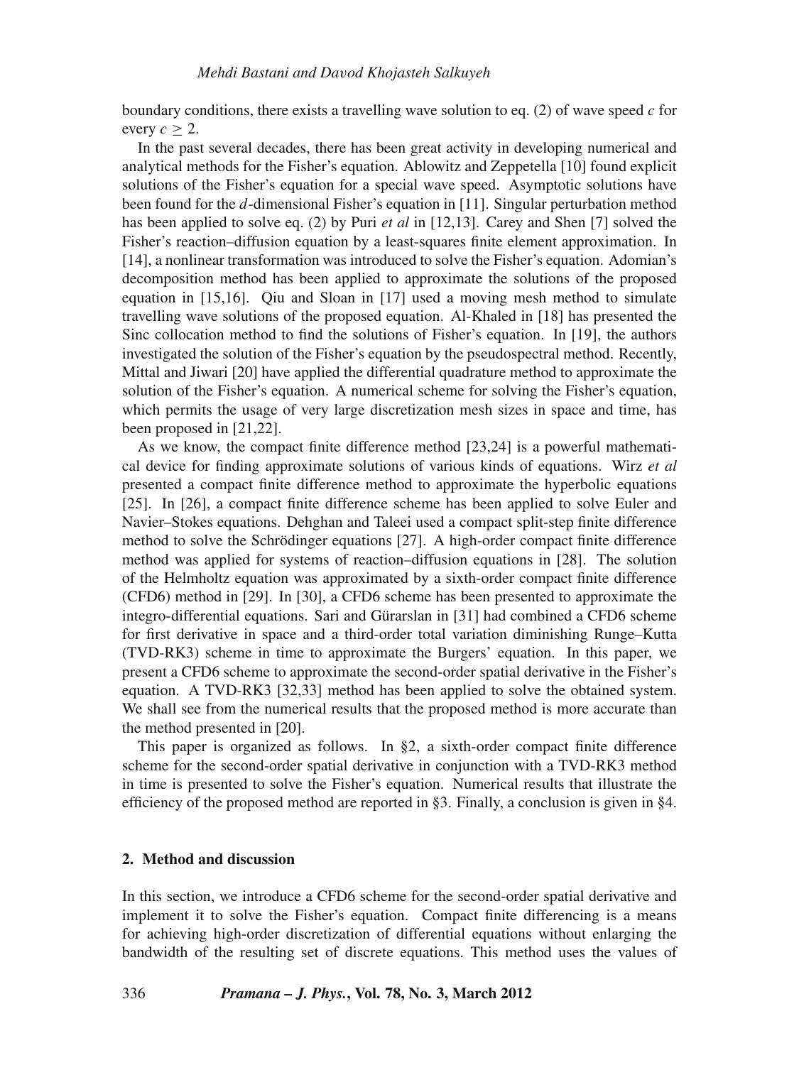boundary conditions, there exists a travelling wave solution to eq. (2) of wave speed $c$ for every $c \geq 2$.

In the past several decades, there has been great activity in developing numerical and analytical methods for the Fisher's equation. Ablowitz and Zeppetella [10] found explicit solutions of the Fisher's equation for a special wave speed. Asymptotic solutions have been found for the $d$-dimensional Fisher's equation in [11]. Singular perturbation method has been applied to solve eq. (2) by Puri *et al* in [12,13]. Carey and Shen [7] solved the Fisher's reaction–diffusion equation by a least-squares finite element approximation. In [14], a nonlinear transformation was introduced to solve the Fisher's equation. Adomian's decomposition method has been applied to approximate the solutions of the proposed equation in [15,16]. Qiu and Sloan in [17] used a moving mesh method to simulate travelling wave solutions of the proposed equation. Al-Khaled in [18] has presented the Sinc collocation method to find the solutions of Fisher's equation. In [19], the authors investigated the solution of the Fisher's equation by the pseudospectral method. Recently, Mittal and Jiwari [20] have applied the differential quadrature method to approximate the solution of the Fisher's equation. A numerical scheme for solving the Fisher's equation, which permits the usage of very large discretization mesh sizes in space and time, has been proposed in [21,22].

As we know, the compact finite difference method [23,24] is a powerful mathematical device for finding approximate solutions of various kinds of equations. Wirz *et al* presented a compact finite difference method to approximate the hyperbolic equations [25]. In [26], a compact finite difference scheme has been applied to solve Euler and Navier–Stokes equations. Dehghan and Taleei used a compact split-step finite difference method to solve the Schrödinger equations [27]. A high-order compact finite difference method was applied for systems of reaction–diffusion equations in [28]. The solution of the Helmholtz equation was approximated by a sixth-order compact finite difference (CFD6) method in [29]. In [30], a CFD6 scheme has been presented to approximate the integro-differential equations. Sari and Gürarslan in [31] had combined a CFD6 scheme for first derivative in space and a third-order total variation diminishing Runge–Kutta (TVD-RK3) scheme in time to approximate the Burgers' equation. In this paper, we present a CFD6 scheme to approximate the second-order spatial derivative in the Fisher's equation. A TVD-RK3 [32,33] method has been applied to solve the obtained system. We shall see from the numerical results that the proposed method is more accurate than the method presented in [20].

This paper is organized as follows. In §2, a sixth-order compact finite difference scheme for the second-order spatial derivative in conjunction with a TVD-RK3 method in time is presented to solve the Fisher's equation. Numerical results that illustrate the efficiency of the proposed method are reported in §3. Finally, a conclusion is given in §4.

## 2. Method and discussion

In this section, we introduce a CFD6 scheme for the second-order spatial derivative and implement it to solve the Fisher's equation. Compact finite differencing is a means for achieving high-order discretization of differential equations without enlarging the bandwidth of the resulting set of discrete equations. This method uses the values of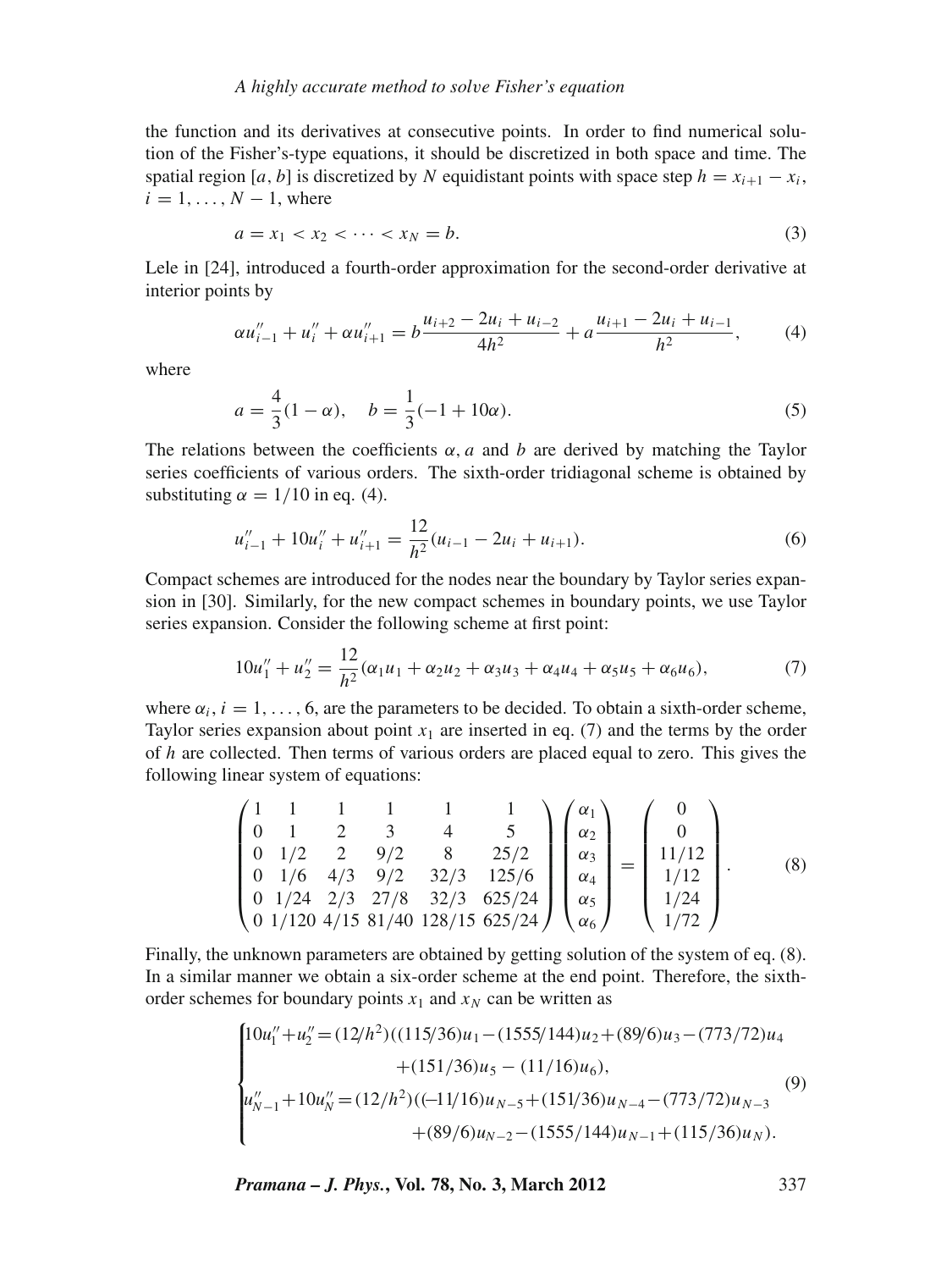the function and its derivatives at consecutive points. In order to find numerical solution of the Fisher's-type equations, it should be discretized in both space and time. The spatial region $[a, b]$ is discretized by $N$ equidistant points with space step $h = x_{i+1} - x_i$, $i = 1, \ldots, N-1$, where

$$a = x_1 < x_2 < \cdots < x_N = b. \tag{3}$$

Lele in [24], introduced a fourth-order approximation for the second-order derivative at interior points by

$$\alpha u''_{i-1} + u''_i + \alpha u''_{i+1} = b\frac{u_{i+2} - 2u_i + u_{i-2}}{4h^2} + a\frac{u_{i+1} - 2u_i + u_{i-1}}{h^2}, \tag{4}$$

where

$$a = \frac{4}{3}(1-\alpha), \quad b = \frac{1}{3}(-1 + 10\alpha). \tag{5}$$

The relations between the coefficients $\alpha, a$ and $b$ are derived by matching the Taylor series coefficients of various orders. The sixth-order tridiagonal scheme is obtained by substituting $\alpha = 1/10$ in eq. (4).

$$u''_{i-1} + 10u''_i + u''_{i+1} = \frac{12}{h^2}(u_{i-1} - 2u_i + u_{i+1}). \tag{6}$$

Compact schemes are introduced for the nodes near the boundary by Taylor series expansion in [30]. Similarly, for the new compact schemes in boundary points, we use Taylor series expansion. Consider the following scheme at first point:

$$10u''_1 + u''_2 = \frac{12}{h^2}(\alpha_1 u_1 + \alpha_2 u_2 + \alpha_3 u_3 + \alpha_4 u_4 + \alpha_5 u_5 + \alpha_6 u_6), \tag{7}$$

where $\alpha_i, i = 1, \ldots, 6$, are the parameters to be decided. To obtain a sixth-order scheme, Taylor series expansion about point $x_1$ are inserted in eq. (7) and the terms by the order of $h$ are collected. Then terms of various orders are placed equal to zero. This gives the following linear system of equations:

$$\begin{pmatrix} 1 & 1 & 1 & 1 & 1 & 1 \\ 0 & 1 & 2 & 3 & 4 & 5 \\ 0 & 1/2 & 2 & 9/2 & 8 & 25/2 \\ 0 & 1/6 & 4/3 & 9/2 & 32/3 & 125/6 \\ 0 & 1/24 & 2/3 & 27/8 & 32/3 & 625/24 \\ 0 & 1/120 & 4/15 & 81/40 & 128/15 & 625/24 \end{pmatrix} \begin{pmatrix} \alpha_1 \\ \alpha_2 \\ \alpha_3 \\ \alpha_4 \\ \alpha_5 \\ \alpha_6 \end{pmatrix} = \begin{pmatrix} 0 \\ 0 \\ 11/12 \\ 1/12 \\ 1/24 \\ 1/72 \end{pmatrix}. \tag{8}$$

Finally, the unknown parameters are obtained by getting solution of the system of eq. (8). In a similar manner we obtain a six-order scheme at the end point. Therefore, the sixth-order schemes for boundary points $x_1$ and $x_N$ can be written as

$$\begin{cases} 10u''_1 + u''_2 = (12/h^2)((115/36)u_1 - (1555/144)u_2 + (89/6)u_3 - (773/72)u_4 \\ \qquad\qquad + (151/36)u_5 - (11/16)u_6), \\ u''_{N-1} + 10u''_N = (12/h^2)((-11/16)u_{N-5} + (151/36)u_{N-4} - (773/72)u_{N-3} \\ \qquad\qquad + (89/6)u_{N-2} - (1555/144)u_{N-1} + (115/36)u_N). \end{cases} \tag{9}$$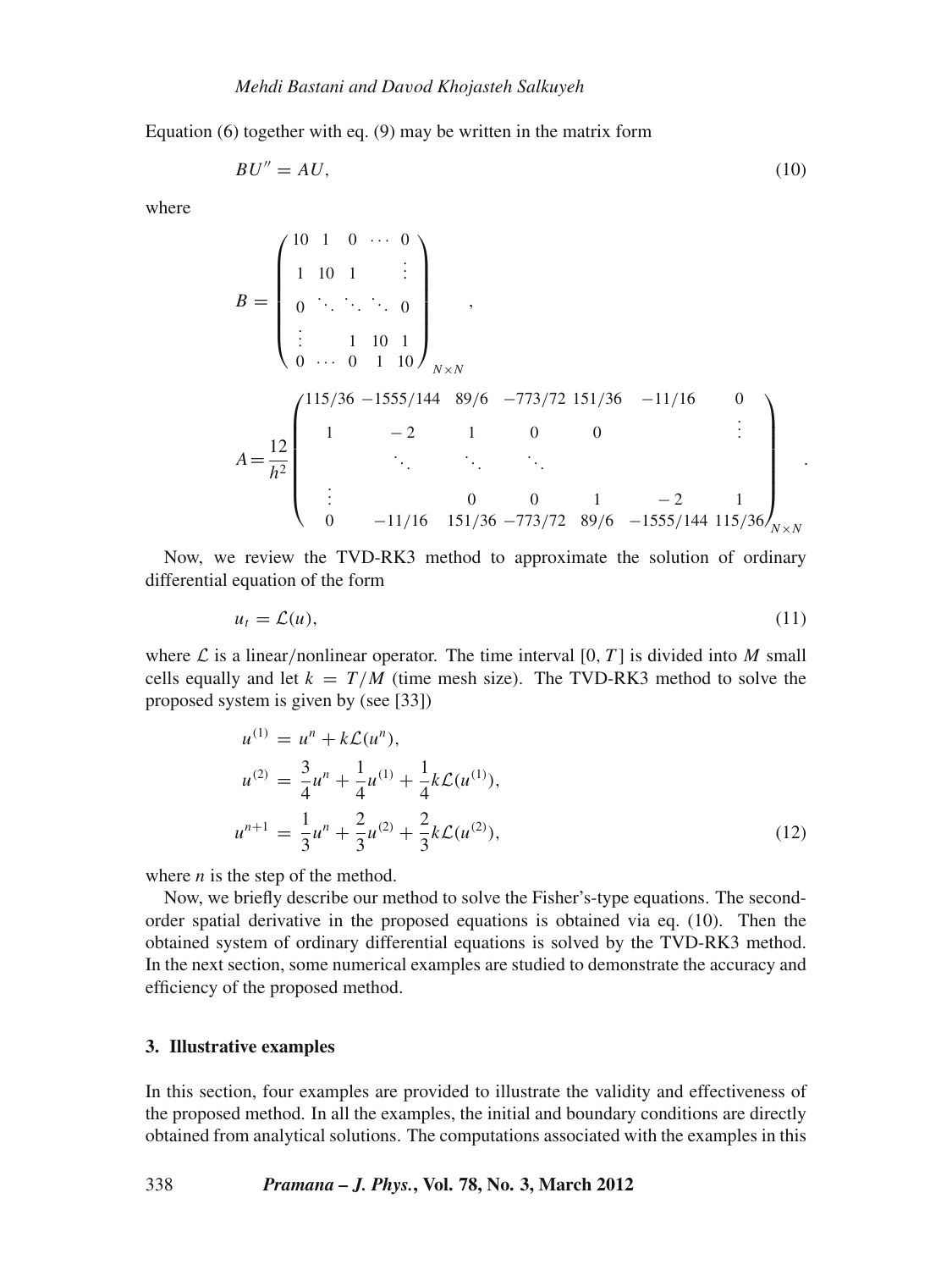Equation (6) together with eq. (9) may be written in the matrix form

$$BU'' = AU, \tag{10}$$

where

$$B = \begin{pmatrix} 10 & 1 & 0 & \cdots & 0 \\ 1 & 10 & 1 & & \vdots \\ 0 & \ddots & \ddots & \ddots & 0 \\ \vdots & & 1 & 10 & 1 \\ 0 & \cdots & 0 & 1 & 10 \end{pmatrix}_{N\times N},$$

$$A = \frac{12}{h^2}\begin{pmatrix} 115/36 & -1555/144 & 89/6 & -773/72 & 151/36 & -11/16 & 0 \\ 1 & -2 & 1 & 0 & 0 & & \vdots \\ & \ddots & & \ddots & \ddots & & \\ \vdots & & 0 & 0 & 1 & -2 & 1 \\ 0 & -11/16 & 151/36 & -773/72 & 89/6 & -1555/144 & 115/36 \end{pmatrix}_{N\times N}.$$

Now, we review the TVD-RK3 method to approximate the solution of ordinary differential equation of the form

$$u_t = \mathcal{L}(u), \tag{11}$$

where $\mathcal{L}$ is a linear/nonlinear operator. The time interval $[0, T]$ is divided into $M$ small cells equally and let $k = T/M$ (time mesh size). The TVD-RK3 method to solve the proposed system is given by (see [33])

$$\begin{aligned} u^{(1)} &= u^n + k\mathcal{L}(u^n), \\ u^{(2)} &= \frac{3}{4}u^n + \frac{1}{4}u^{(1)} + \frac{1}{4}k\mathcal{L}(u^{(1)}), \\ u^{n+1} &= \frac{1}{3}u^n + \frac{2}{3}u^{(2)} + \frac{2}{3}k\mathcal{L}(u^{(2)}), \end{aligned} \tag{12}$$

where $n$ is the step of the method.

Now, we briefly describe our method to solve the Fisher's-type equations. The second-order spatial derivative in the proposed equations is obtained via eq. (10). Then the obtained system of ordinary differential equations is solved by the TVD-RK3 method. In the next section, some numerical examples are studied to demonstrate the accuracy and efficiency of the proposed method.

### 3. Illustrative examples

In this section, four examples are provided to illustrate the validity and effectiveness of the proposed method. In all the examples, the initial and boundary conditions are directly obtained from analytical solutions. The computations associated with the examples in this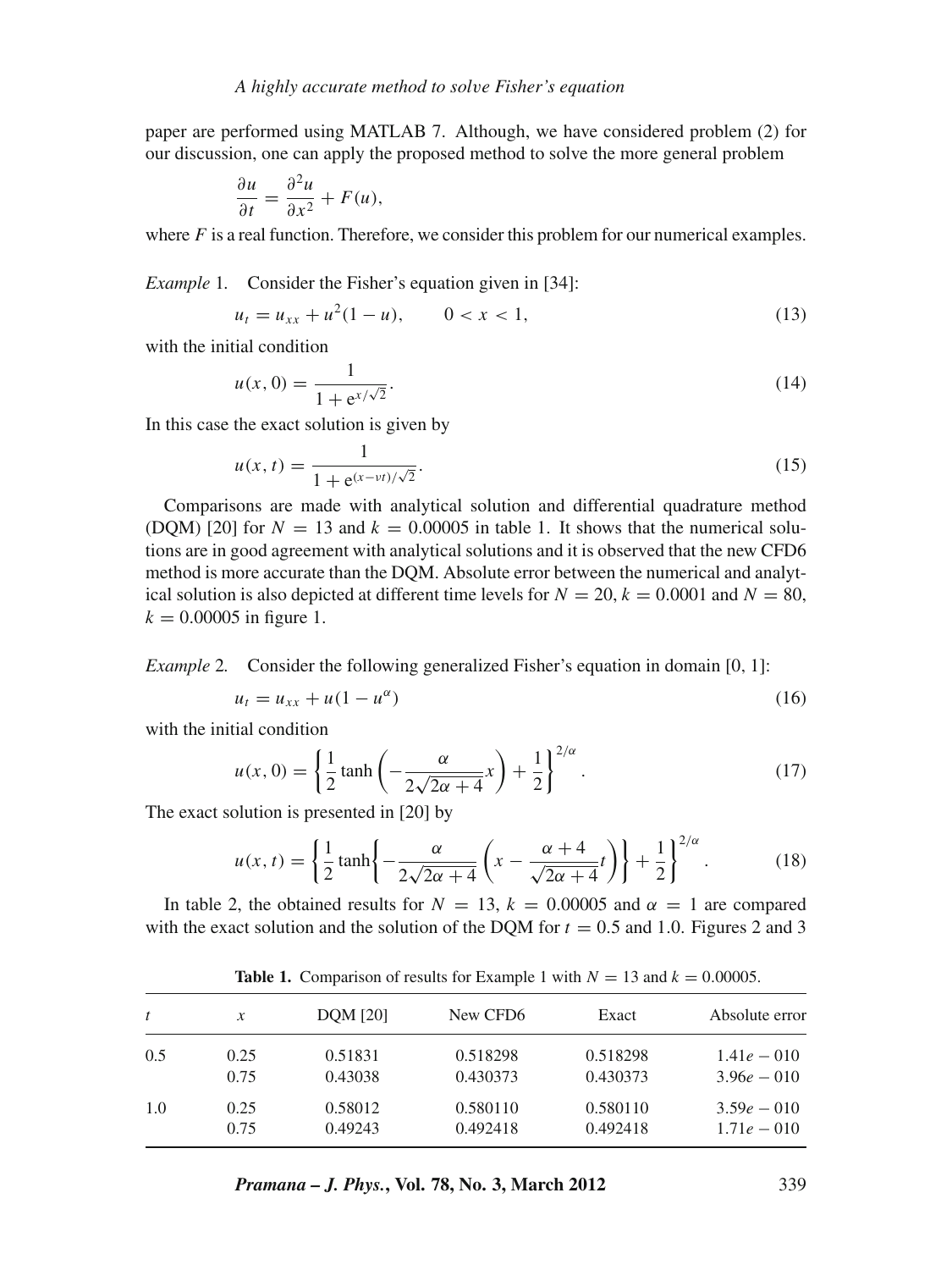paper are performed using MATLAB 7. Although, we have considered problem (2) for our discussion, one can apply the proposed method to solve the more general problem

$$\frac{\partial u}{\partial t} = \frac{\partial^2 u}{\partial x^2} + F(u),$$

where $F$ is a real function. Therefore, we consider this problem for our numerical examples.

*Example* 1. Consider the Fisher's equation given in [34]:

$$u_t = u_{xx} + u^2(1-u), \qquad 0 < x < 1, \tag{13}$$

with the initial condition

$$u(x,0) = \frac{1}{1 + \mathrm{e}^{x/\sqrt{2}}}. \tag{14}$$

In this case the exact solution is given by

$$u(x,t) = \frac{1}{1 + \mathrm{e}^{(x-\nu t)/\sqrt{2}}}. \tag{15}$$

Comparisons are made with analytical solution and differential quadrature method (DQM) [20] for $N = 13$ and $k = 0.00005$ in table 1. It shows that the numerical solutions are in good agreement with analytical solutions and it is observed that the new CFD6 method is more accurate than the DQM. Absolute error between the numerical and analytical solution is also depicted at different time levels for $N = 20$, $k = 0.0001$ and $N = 80$, $k = 0.00005$ in figure 1.

*Example* 2. Consider the following generalized Fisher's equation in domain [0, 1]:

$$u_t = u_{xx} + u(1 - u^{\alpha}) \tag{16}$$

with the initial condition

$$u(x,0) = \left\{ \frac{1}{2} \tanh\left( -\frac{\alpha}{2\sqrt{2\alpha+4}} x \right) + \frac{1}{2} \right\}^{2/\alpha}. \tag{17}$$

The exact solution is presented in [20] by

$$u(x,t) = \left\{ \frac{1}{2} \tanh\left\{ -\frac{\alpha}{2\sqrt{2\alpha+4}} \left( x - \frac{\alpha+4}{\sqrt{2\alpha+4}} t \right) \right\} + \frac{1}{2} \right\}^{2/\alpha}. \tag{18}$$

In table 2, the obtained results for $N = 13$, $k = 0.00005$ and $\alpha = 1$ are compared with the exact solution and the solution of the DQM for $t = 0.5$ and 1.0. Figures 2 and 3

**Table 1.** Comparison of results for Example 1 with $N = 13$ and $k = 0.00005$.

| $t$ | $x$ | DQM [20] | New CFD6 | Exact | Absolute error |
|---|---|---|---|---|---|
| 0.5 | 0.25 | 0.51831 | 0.518298 | 0.518298 | $1.41e-010$ |
| | 0.75 | 0.43038 | 0.430373 | 0.430373 | $3.96e-010$ |
| 1.0 | 0.25 | 0.58012 | 0.580110 | 0.580110 | $3.59e-010$ |
| | 0.75 | 0.49243 | 0.492418 | 0.492418 | $1.71e-010$ |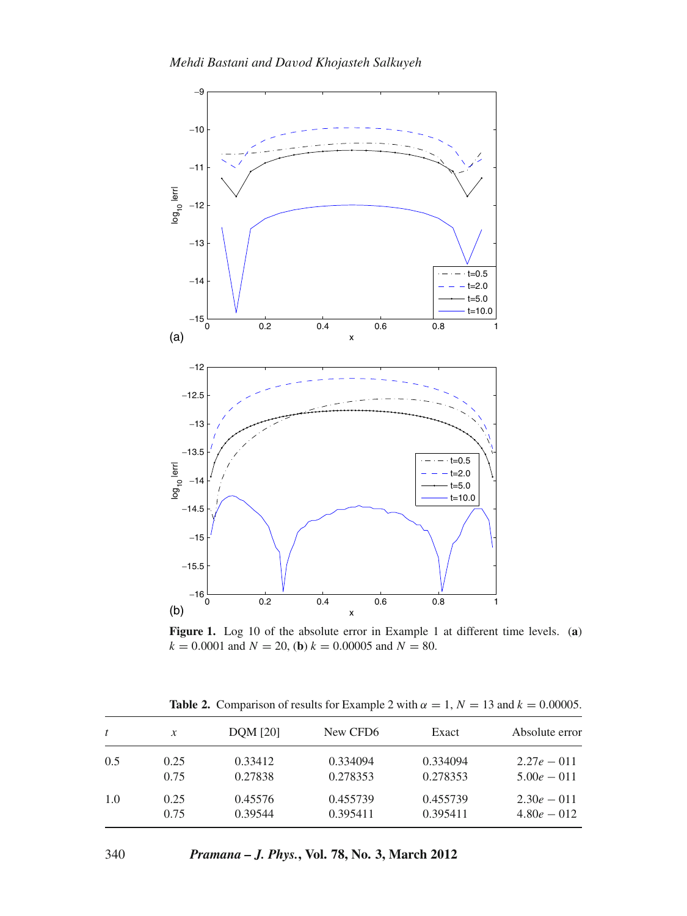**Figure 1.** Log 10 of the absolute error in Example 1 at different time levels. (**a**) $k = 0.0001$ and $N = 20$, (**b**) $k = 0.00005$ and $N = 80$.

**Table 2.** Comparison of results for Example 2 with $\alpha = 1$, $N = 13$ and $k = 0.00005$.

| $t$ | $x$ | DQM [20] | New CFD6 | Exact | Absolute error |
|---|---|---|---|---|---|
| 0.5 | 0.25 | 0.33412 | 0.334094 | 0.334094 | $2.27e-011$ |
| | 0.75 | 0.27838 | 0.278353 | 0.278353 | $5.00e-011$ |
| 1.0 | 0.25 | 0.45576 | 0.455739 | 0.455739 | $2.30e-011$ |
| | 0.75 | 0.39544 | 0.395411 | 0.395411 | $4.80e-012$ |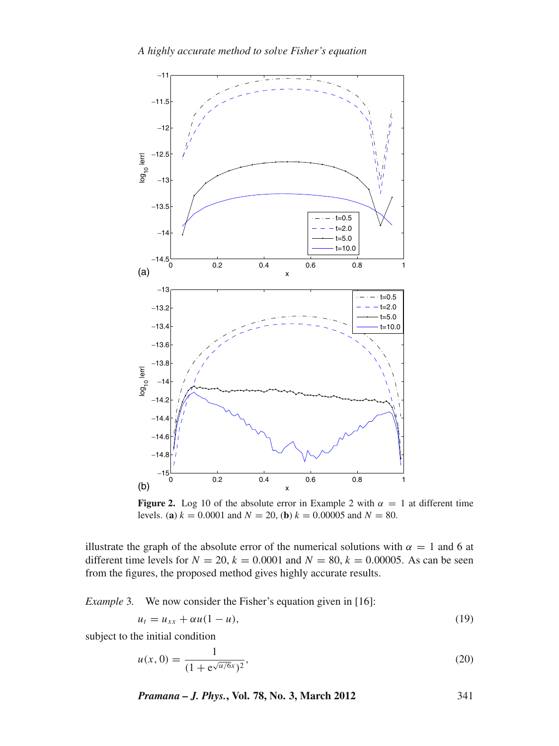**Figure 2.** Log 10 of the absolute error in Example 2 with $\alpha = 1$ at different time levels. (**a**) $k = 0.0001$ and $N = 20$, (**b**) $k = 0.00005$ and $N = 80$.

illustrate the graph of the absolute error of the numerical solutions with $\alpha = 1$ and 6 at different time levels for $N = 20$, $k = 0.0001$ and $N = 80$, $k = 0.00005$. As can be seen from the figures, the proposed method gives highly accurate results.

*Example* 3. We now consider the Fisher's equation given in [16]:

$$u_t = u_{xx} + \alpha u(1 - u), \tag{19}$$

subject to the initial condition

$$u(x, 0) = \frac{1}{(1 + \mathrm{e}^{\sqrt{\alpha/6}x})^2}, \tag{20}$$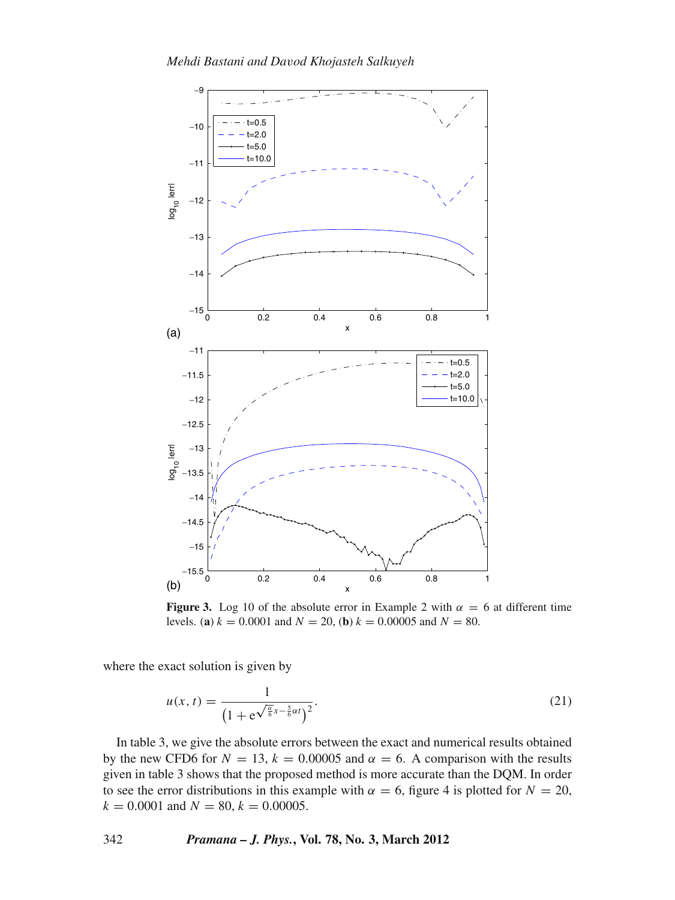**Figure 3.** Log 10 of the absolute error in Example 2 with $\alpha = 6$ at different time levels. (**a**) $k = 0.0001$ and $N = 20$, (**b**) $k = 0.00005$ and $N = 80$.

where the exact solution is given by

$$u(x,t) = \frac{1}{\left(1 + \mathrm{e}^{\sqrt{\frac{\alpha}{6}}x - \frac{5}{6}\alpha t}\right)^2}. \tag{21}$$

In table 3, we give the absolute errors between the exact and numerical results obtained by the new CFD6 for $N = 13$, $k = 0.00005$ and $\alpha = 6$. A comparison with the results given in table 3 shows that the proposed method is more accurate than the DQM. In order to see the error distributions in this example with $\alpha = 6$, figure 4 is plotted for $N = 20$, $k = 0.0001$ and $N = 80$, $k = 0.00005$.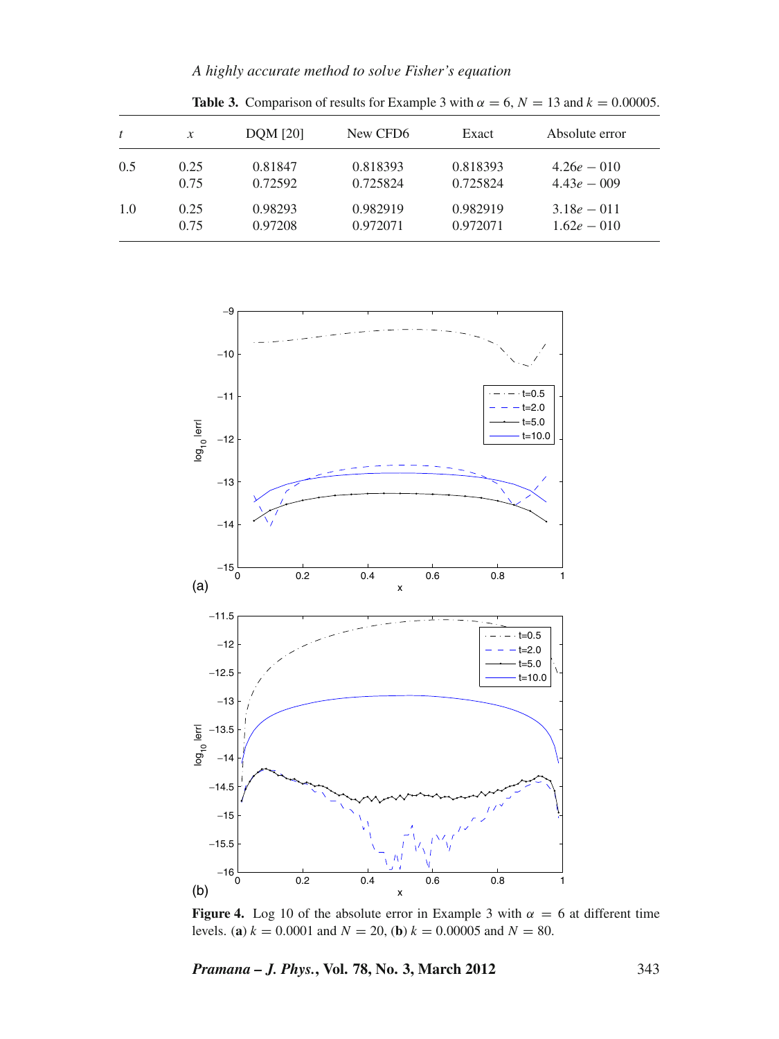**Table 3.** Comparison of results for Example 3 with $\alpha = 6$, $N = 13$ and $k = 0.00005$.

| $t$ | $x$ | DQM [20] | New CFD6 | Exact | Absolute error |
|---|---|---|---|---|---|
| 0.5 | 0.25 | 0.81847 | 0.818393 | 0.818393 | $4.26e-010$ |
| | 0.75 | 0.72592 | 0.725824 | 0.725824 | $4.43e-009$ |
| 1.0 | 0.25 | 0.98293 | 0.982919 | 0.982919 | $3.18e-011$ |
| | 0.75 | 0.97208 | 0.972071 | 0.972071 | $1.62e-010$ |

**Figure 4.** Log 10 of the absolute error in Example 3 with $\alpha = 6$ at different time levels. (**a**) $k = 0.0001$ and $N = 20$, (**b**) $k = 0.00005$ and $N = 80$.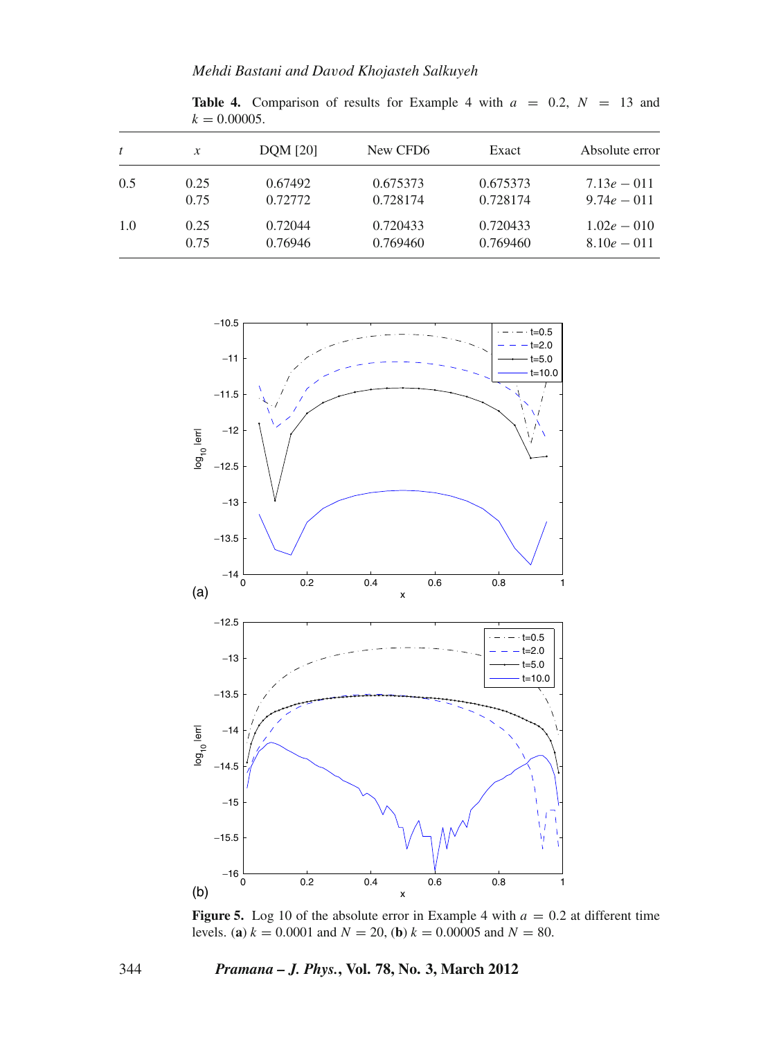**Table 4.** Comparison of results for Example 4 with $a = 0.2$, $N = 13$ and $k = 0.00005$.

| $t$ | $x$ | DQM [20] | New CFD6 | Exact | Absolute error |
|---|---|---|---|---|---|
| 0.5 | 0.25 | 0.67492 | 0.675373 | 0.675373 | $7.13e-011$ |
| | 0.75 | 0.72772 | 0.728174 | 0.728174 | $9.74e-011$ |
| 1.0 | 0.25 | 0.72044 | 0.720433 | 0.720433 | $1.02e-010$ |
| | 0.75 | 0.76946 | 0.769460 | 0.769460 | $8.10e-011$ |

**Figure 5.** Log 10 of the absolute error in Example 4 with $a = 0.2$ at different time levels. (**a**) $k = 0.0001$ and $N = 20$, (**b**) $k = 0.00005$ and $N = 80$.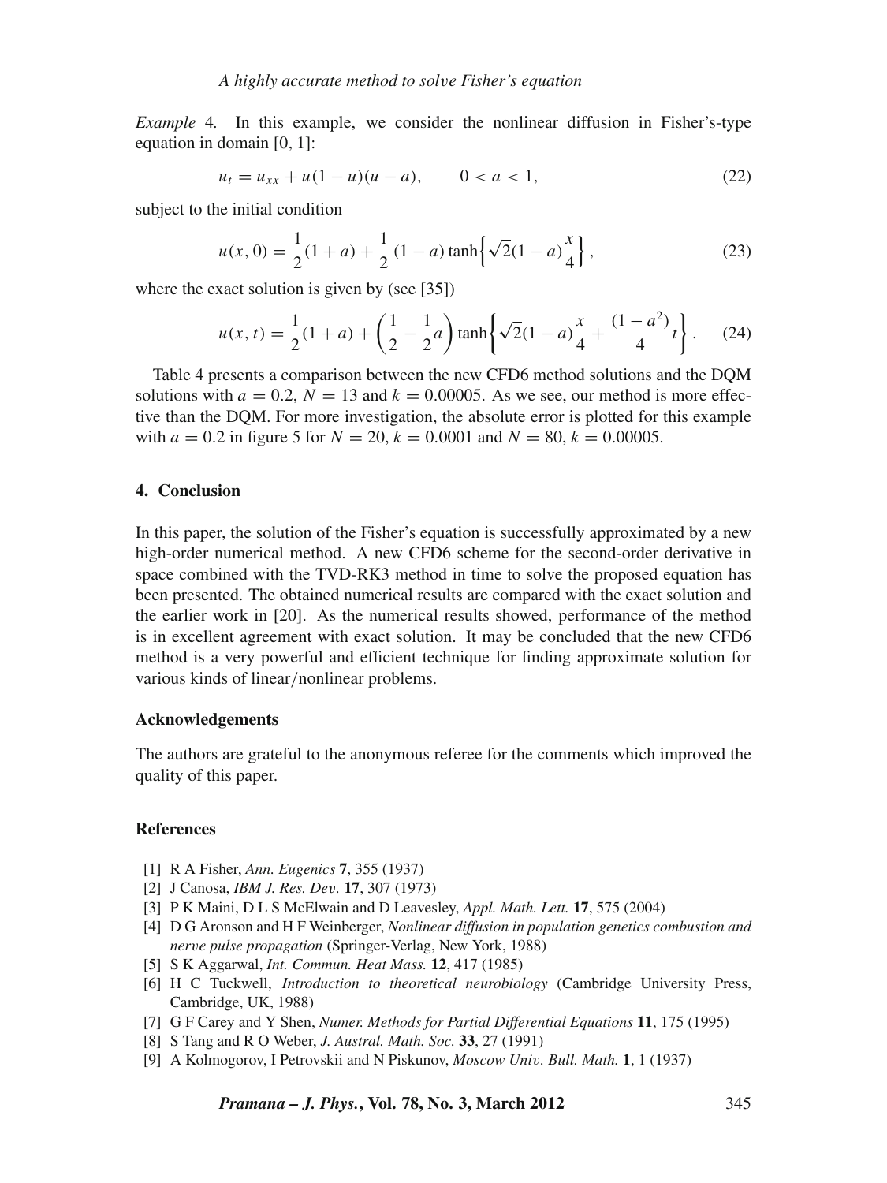*Example* 4. In this example, we consider the nonlinear diffusion in Fisher's-type equation in domain [0, 1]:

$$u_t = u_{xx} + u(1-u)(u-a), \qquad 0 < a < 1, \tag{22}$$

subject to the initial condition

$$u(x,0) = \frac{1}{2}(1+a) + \frac{1}{2}(1-a)\tanh\left\{\sqrt{2}(1-a)\frac{x}{4}\right\}, \tag{23}$$

where the exact solution is given by (see [35])

$$u(x,t) = \frac{1}{2}(1+a) + \left(\frac{1}{2} - \frac{1}{2}a\right)\tanh\left\{\sqrt{2}(1-a)\frac{x}{4} + \frac{(1-a^2)}{4}t\right\}. \tag{24}$$

Table 4 presents a comparison between the new CFD6 method solutions and the DQM solutions with $a = 0.2$, $N = 13$ and $k = 0.00005$. As we see, our method is more effective than the DQM. For more investigation, the absolute error is plotted for this example with $a = 0.2$ in figure 5 for $N = 20$, $k = 0.0001$ and $N = 80$, $k = 0.00005$.

## 4. Conclusion

In this paper, the solution of the Fisher's equation is successfully approximated by a new high-order numerical method. A new CFD6 scheme for the second-order derivative in space combined with the TVD-RK3 method in time to solve the proposed equation has been presented. The obtained numerical results are compared with the exact solution and the earlier work in [20]. As the numerical results showed, performance of the method is in excellent agreement with exact solution. It may be concluded that the new CFD6 method is a very powerful and efficient technique for finding approximate solution for various kinds of linear/nonlinear problems.

### Acknowledgements

The authors are grateful to the anonymous referee for the comments which improved the quality of this paper.

### References

[1] R A Fisher, *Ann. Eugenics* **7**, 355 (1937)

[2] J Canosa, *IBM J. Res. Dev.* **17**, 307 (1973)

[3] P K Maini, D L S McElwain and D Leavesley, *Appl. Math. Lett.* **17**, 575 (2004)

[4] D G Aronson and H F Weinberger, *Nonlinear diffusion in population genetics combustion and nerve pulse propagation* (Springer-Verlag, New York, 1988)

[5] S K Aggarwal, *Int. Commun. Heat Mass.* **12**, 417 (1985)

[6] H C Tuckwell, *Introduction to theoretical neurobiology* (Cambridge University Press, Cambridge, UK, 1988)

[7] G F Carey and Y Shen, *Numer. Methods for Partial Differential Equations* **11**, 175 (1995)

[8] S Tang and R O Weber, *J. Austral. Math. Soc.* **33**, 27 (1991)

[9] A Kolmogorov, I Petrovskii and N Piskunov, *Moscow Univ. Bull. Math.* **1**, 1 (1937)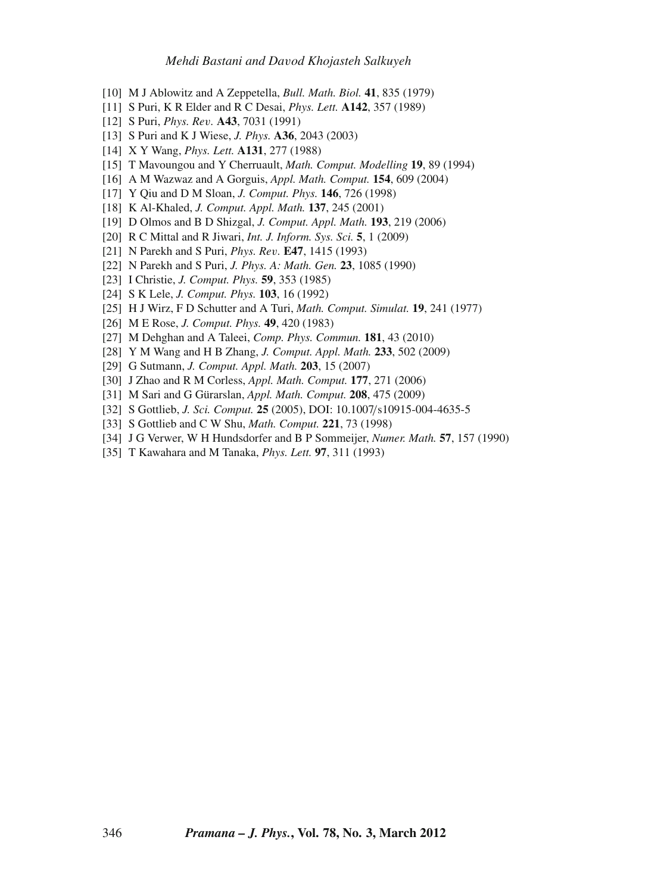[10] M J Ablowitz and A Zeppetella, *Bull. Math. Biol.* **41**, 835 (1979)
[11] S Puri, K R Elder and R C Desai, *Phys. Lett.* **A142**, 357 (1989)
[12] S Puri, *Phys. Rev.* **A43**, 7031 (1991)
[13] S Puri and K J Wiese, *J. Phys.* **A36**, 2043 (2003)
[14] X Y Wang, *Phys. Lett.* **A131**, 277 (1988)
[15] T Mavoungou and Y Cherruault, *Math. Comput. Modelling* **19**, 89 (1994)
[16] A M Wazwaz and A Gorguis, *Appl. Math. Comput.* **154**, 609 (2004)
[17] Y Qiu and D M Sloan, *J. Comput. Phys.* **146**, 726 (1998)
[18] K Al-Khaled, *J. Comput. Appl. Math.* **137**, 245 (2001)
[19] D Olmos and B D Shizgal, *J. Comput. Appl. Math.* **193**, 219 (2006)
[20] R C Mittal and R Jiwari, *Int. J. Inform. Sys. Sci.* **5**, 1 (2009)
[21] N Parekh and S Puri, *Phys. Rev.* **E47**, 1415 (1993)
[22] N Parekh and S Puri, *J. Phys. A: Math. Gen.* **23**, 1085 (1990)
[23] I Christie, *J. Comput. Phys.* **59**, 353 (1985)
[24] S K Lele, *J. Comput. Phys.* **103**, 16 (1992)
[25] H J Wirz, F D Schutter and A Turi, *Math. Comput. Simulat.* **19**, 241 (1977)
[26] M E Rose, *J. Comput. Phys.* **49**, 420 (1983)
[27] M Dehghan and A Taleei, *Comp. Phys. Commun.* **181**, 43 (2010)
[28] Y M Wang and H B Zhang, *J. Comput. Appl. Math.* **233**, 502 (2009)
[29] G Sutmann, *J. Comput. Appl. Math.* **203**, 15 (2007)
[30] J Zhao and R M Corless, *Appl. Math. Comput.* **177**, 271 (2006)
[31] M Sari and G Gürarslan, *Appl. Math. Comput.* **208**, 475 (2009)
[32] S Gottlieb, *J. Sci. Comput.* **25** (2005), DOI: 10.1007/s10915-004-4635-5
[33] S Gottlieb and C W Shu, *Math. Comput.* **221**, 73 (1998)
[34] J G Verwer, W H Hundsdorfer and B P Sommeijer, *Numer. Math.* **57**, 157 (1990)
[35] T Kawahara and M Tanaka, *Phys. Lett.* **97**, 311 (1993)